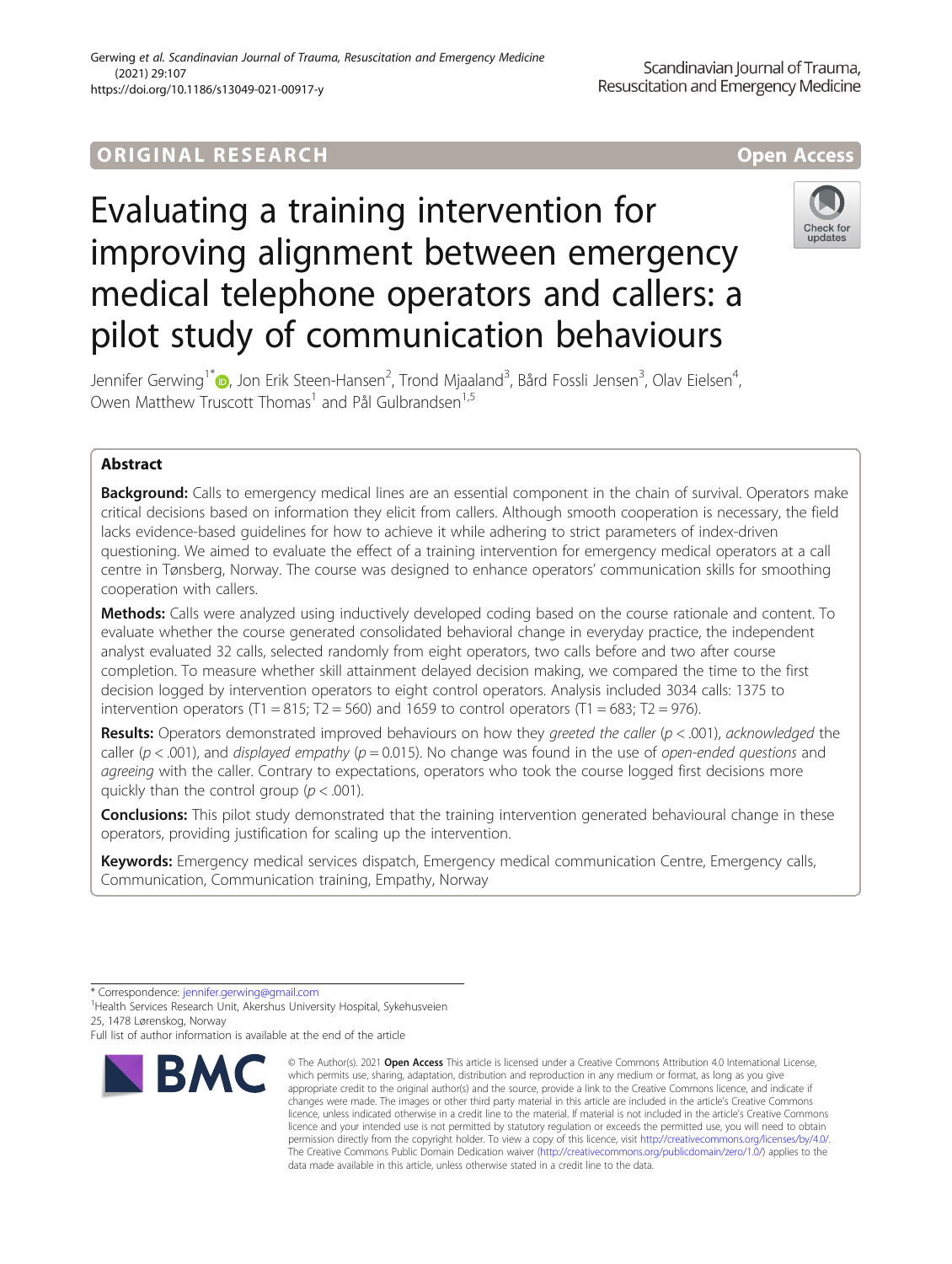ORIGINAL RESEARCH

Open Access

# Evaluating a training intervention for improving alignment between emergency medical telephone operators and callers: a pilot study of communication behaviours

Jennifer Gerwing[1*], Jon Erik Steen-Hansen[2], Trond Mjaaland[3], Bård Fossli Jensen[3], Olav Eielsen[4], Owen Matthew Truscott Thomas[1] and Pål Gulbrandsen[1,5]

## Abstract

**Background:** Calls to emergency medical lines are an essential component in the chain of survival. Operators make critical decisions based on information they elicit from callers. Although smooth cooperation is necessary, the field lacks evidence-based guidelines for how to achieve it while adhering to strict parameters of index-driven questioning. We aimed to evaluate the effect of a training intervention for emergency medical operators at a call centre in Tønsberg, Norway. The course was designed to enhance operators' communication skills for smoothing cooperation with callers.

**Methods:** Calls were analyzed using inductively developed coding based on the course rationale and content. To evaluate whether the course generated consolidated behavioral change in everyday practice, the independent analyst evaluated 32 calls, selected randomly from eight operators, two calls before and two after course completion. To measure whether skill attainment delayed decision making, we compared the time to the first decision logged by intervention operators to eight control operators. Analysis included 3034 calls: 1375 to intervention operators (T1 = 815; T2 = 560) and 1659 to control operators (T1 = 683; T2 = 976).

**Results:** Operators demonstrated improved behaviours on how they *greeted the caller* ($p < .001$), *acknowledged* the caller ($p < .001$), and *displayed empathy* ($p = 0.015$). No change was found in the use of *open-ended questions* and *agreeing* with the caller. Contrary to expectations, operators who took the course logged first decisions more quickly than the control group ($p < .001$).

**Conclusions:** This pilot study demonstrated that the training intervention generated behavioural change in these operators, providing justification for scaling up the intervention.

**Keywords:** Emergency medical services dispatch, Emergency medical communication Centre, Emergency calls, Communication, Communication training, Empathy, Norway

---

\* Correspondence: jennifer.gerwing@gmail.com

[1]Health Services Research Unit, Akershus University Hospital, Sykehusveien 25, 1478 Lørenskog, Norway

Full list of author information is available at the end of the article

© The Author(s). 2021 **Open Access** This article is licensed under a Creative Commons Attribution 4.0 International License, which permits use, sharing, adaptation, distribution and reproduction in any medium or format, as long as you give appropriate credit to the original author(s) and the source, provide a link to the Creative Commons licence, and indicate if changes were made. The images or other third party material in this article are included in the article's Creative Commons licence, unless indicated otherwise in a credit line to the material. If material is not included in the article's Creative Commons licence and your intended use is not permitted by statutory regulation or exceeds the permitted use, you will need to obtain permission directly from the copyright holder. To view a copy of this licence, visit http://creativecommons.org/licenses/by/4.0/. The Creative Commons Public Domain Dedication waiver (http://creativecommons.org/publicdomain/zero/1.0/) applies to the data made available in this article, unless otherwise stated in a credit line to the data.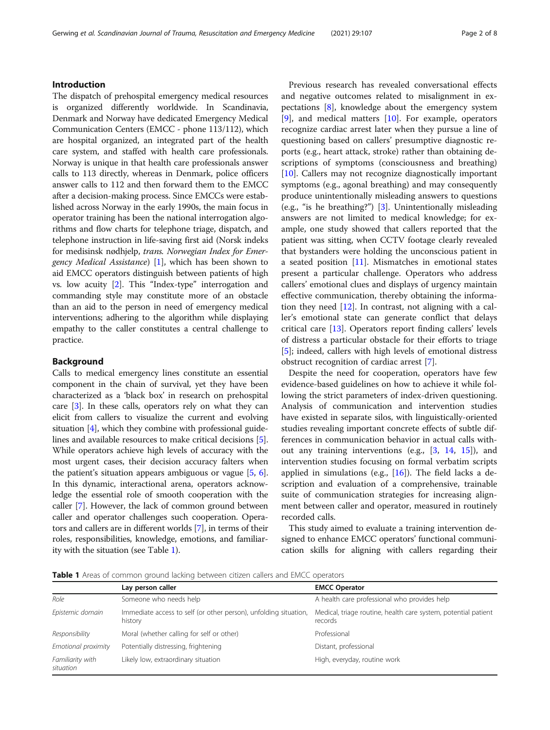## Introduction

The dispatch of prehospital emergency medical resources is organized differently worldwide. In Scandinavia, Denmark and Norway have dedicated Emergency Medical Communication Centers (EMCC - phone 113/112), which are hospital organized, an integrated part of the health care system, and staffed with health care professionals. Norway is unique in that health care professionals answer calls to 113 directly, whereas in Denmark, police officers answer calls to 112 and then forward them to the EMCC after a decision-making process. Since EMCCs were established across Norway in the early 1990s, the main focus in operator training has been the national interrogation algorithms and flow charts for telephone triage, dispatch, and telephone instruction in life-saving first aid (Norsk indeks for medisinsk nødhjelp, *trans. Norwegian Index for Emergency Medical Assistance*) [1], which has been shown to aid EMCC operators distinguish between patients of high vs. low acuity [2]. This "Index-type" interrogation and commanding style may constitute more of an obstacle than an aid to the person in need of emergency medical interventions; adhering to the algorithm while displaying empathy to the caller constitutes a central challenge to practice.

## Background

Calls to medical emergency lines constitute an essential component in the chain of survival, yet they have been characterized as a 'black box' in research on prehospital care [3]. In these calls, operators rely on what they can elicit from callers to visualize the current and evolving situation [4], which they combine with professional guidelines and available resources to make critical decisions [5]. While operators achieve high levels of accuracy with the most urgent cases, their decision accuracy falters when the patient's situation appears ambiguous or vague [5, 6]. In this dynamic, interactional arena, operators acknowledge the essential role of smooth cooperation with the caller [7]. However, the lack of common ground between caller and operator challenges such cooperation. Operators and callers are in different worlds [7], in terms of their roles, responsibilities, knowledge, emotions, and familiarity with the situation (see Table 1).

Previous research has revealed conversational effects and negative outcomes related to misalignment in expectations [8], knowledge about the emergency system [9], and medical matters [10]. For example, operators recognize cardiac arrest later when they pursue a line of questioning based on callers' presumptive diagnostic reports (e.g., heart attack, stroke) rather than obtaining descriptions of symptoms (consciousness and breathing) [10]. Callers may not recognize diagnostically important symptoms (e.g., agonal breathing) and may consequently produce unintentionally misleading answers to questions (e.g., "is he breathing?") [3]. Unintentionally misleading answers are not limited to medical knowledge; for example, one study showed that callers reported that the patient was sitting, when CCTV footage clearly revealed that bystanders were holding the unconscious patient in a seated position [11]. Mismatches in emotional states present a particular challenge. Operators who address callers' emotional clues and displays of urgency maintain effective communication, thereby obtaining the information they need [12]. In contrast, not aligning with a caller's emotional state can generate conflict that delays critical care [13]. Operators report finding callers' levels of distress a particular obstacle for their efforts to triage [5]; indeed, callers with high levels of emotional distress obstruct recognition of cardiac arrest [7].

Despite the need for cooperation, operators have few evidence-based guidelines on how to achieve it while following the strict parameters of index-driven questioning. Analysis of communication and intervention studies have existed in separate silos, with linguistically-oriented studies revealing important concrete effects of subtle differences in communication behavior in actual calls without any training interventions (e.g., [3, 14, 15]), and intervention studies focusing on formal verbatim scripts applied in simulations (e.g., [16]). The field lacks a description and evaluation of a comprehensive, trainable suite of communication strategies for increasing alignment between caller and operator, measured in routinely recorded calls.

This study aimed to evaluate a training intervention designed to enhance EMCC operators' functional communication skills for aligning with callers regarding their

**Table 1** Areas of common ground lacking between citizen callers and EMCC operators

| | Lay person caller | EMCC Operator |
|---|---|---|
| *Role* | Someone who needs help | A health care professional who provides help |
| *Epistemic domain* | Immediate access to self (or other person), unfolding situation, history | Medical, triage routine, health care system, potential patient records |
| *Responsibility* | Moral (whether calling for self or other) | Professional |
| *Emotional proximity* | Potentially distressing, frightening | Distant, professional |
| *Familiarity with situation* | Likely low, extraordinary situation | High, everyday, routine work |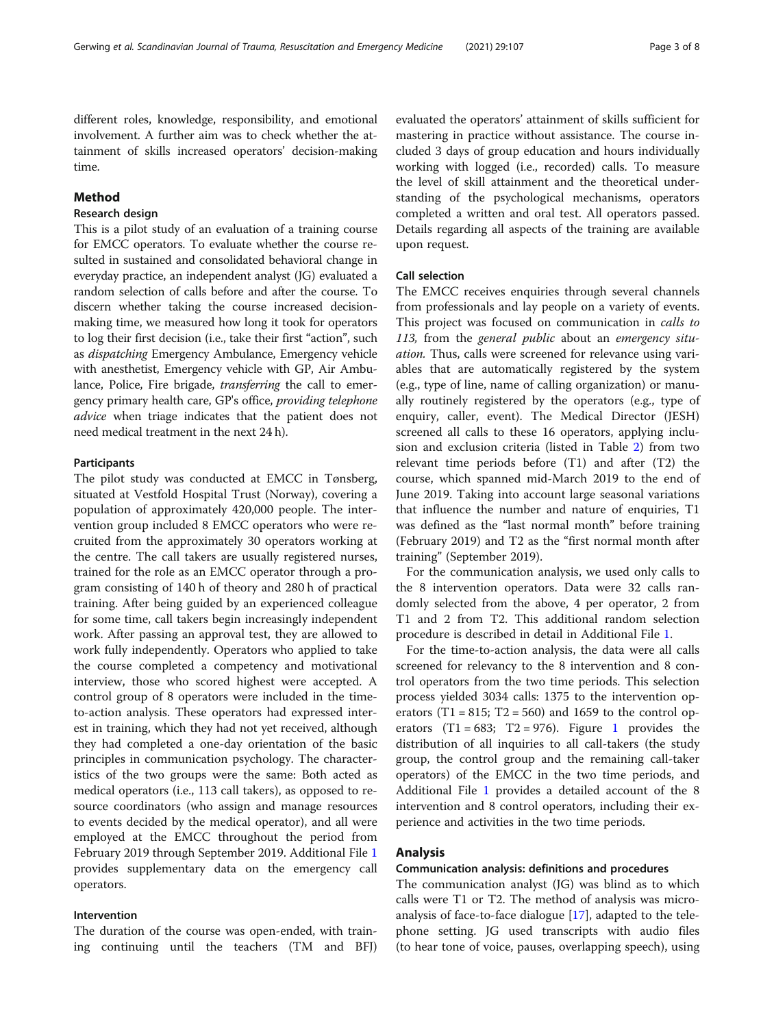different roles, knowledge, responsibility, and emotional involvement. A further aim was to check whether the attainment of skills increased operators' decision-making time.

## Method

### Research design

This is a pilot study of an evaluation of a training course for EMCC operators. To evaluate whether the course resulted in sustained and consolidated behavioral change in everyday practice, an independent analyst (JG) evaluated a random selection of calls before and after the course. To discern whether taking the course increased decision-making time, we measured how long it took for operators to log their first decision (i.e., take their first "action", such as *dispatching* Emergency Ambulance, Emergency vehicle with anesthetist, Emergency vehicle with GP, Air Ambulance, Police, Fire brigade, *transferring* the call to emergency primary health care, GP's office, *providing telephone advice* when triage indicates that the patient does not need medical treatment in the next 24 h).

### Participants

The pilot study was conducted at EMCC in Tønsberg, situated at Vestfold Hospital Trust (Norway), covering a population of approximately 420,000 people. The intervention group included 8 EMCC operators who were recruited from the approximately 30 operators working at the centre. The call takers are usually registered nurses, trained for the role as an EMCC operator through a program consisting of 140 h of theory and 280 h of practical training. After being guided by an experienced colleague for some time, call takers begin increasingly independent work. After passing an approval test, they are allowed to work fully independently. Operators who applied to take the course completed a competency and motivational interview, those who scored highest were accepted. A control group of 8 operators were included in the time-to-action analysis. These operators had expressed interest in training, which they had not yet received, although they had completed a one-day orientation of the basic principles in communication psychology. The characteristics of the two groups were the same: Both acted as medical operators (i.e., 113 call takers), as opposed to resource coordinators (who assign and manage resources to events decided by the medical operator), and all were employed at the EMCC throughout the period from February 2019 through September 2019. Additional File 1 provides supplementary data on the emergency call operators.

### Intervention

The duration of the course was open-ended, with training continuing until the teachers (TM and BFJ) evaluated the operators' attainment of skills sufficient for mastering in practice without assistance. The course included 3 days of group education and hours individually working with logged (i.e., recorded) calls. To measure the level of skill attainment and the theoretical understanding of the psychological mechanisms, operators completed a written and oral test. All operators passed. Details regarding all aspects of the training are available upon request.

### Call selection

The EMCC receives enquiries through several channels from professionals and lay people on a variety of events. This project was focused on communication in *calls to 113,* from the *general public* about an *emergency situation.* Thus, calls were screened for relevance using variables that are automatically registered by the system (e.g., type of line, name of calling organization) or manually routinely registered by the operators (e.g., type of enquiry, caller, event). The Medical Director (JESH) screened all calls to these 16 operators, applying inclusion and exclusion criteria (listed in Table 2) from two relevant time periods before (T1) and after (T2) the course, which spanned mid-March 2019 to the end of June 2019. Taking into account large seasonal variations that influence the number and nature of enquiries, T1 was defined as the "last normal month" before training (February 2019) and T2 as the "first normal month after training" (September 2019).

For the communication analysis, we used only calls to the 8 intervention operators. Data were 32 calls randomly selected from the above, 4 per operator, 2 from T1 and 2 from T2. This additional random selection procedure is described in detail in Additional File 1.

For the time-to-action analysis, the data were all calls screened for relevancy to the 8 intervention and 8 control operators from the two time periods. This selection process yielded 3034 calls: 1375 to the intervention operators (T1 = 815; T2 = 560) and 1659 to the control operators (T1 = 683; T2 = 976). Figure 1 provides the distribution of all inquiries to all call-takers (the study group, the control group and the remaining call-taker operators) of the EMCC in the two time periods, and Additional File 1 provides a detailed account of the 8 intervention and 8 control operators, including their experience and activities in the two time periods.

## Analysis

### Communication analysis: definitions and procedures

The communication analyst (JG) was blind as to which calls were T1 or T2. The method of analysis was microanalysis of face-to-face dialogue [17], adapted to the telephone setting. JG used transcripts with audio files (to hear tone of voice, pauses, overlapping speech), using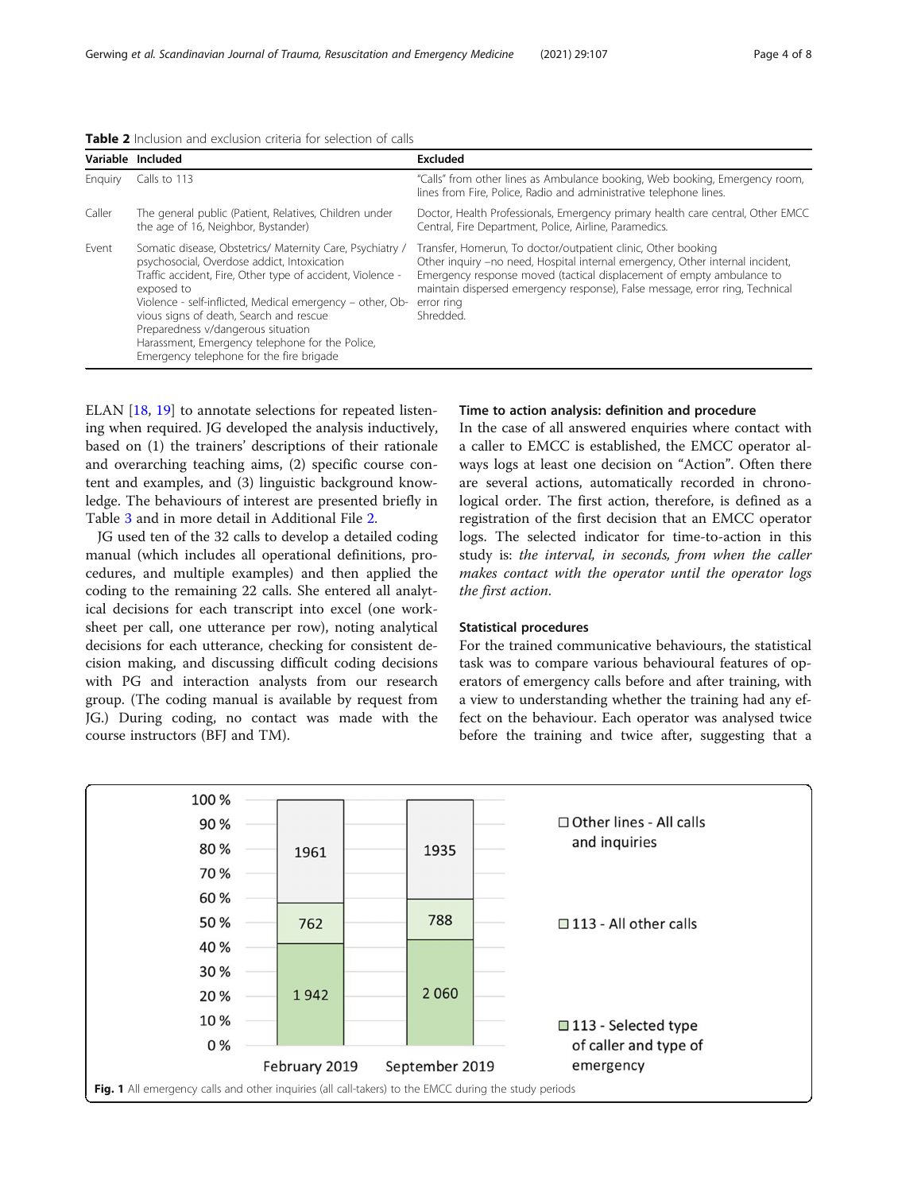**Table 2** Inclusion and exclusion criteria for selection of calls

| Variable | Included | Excluded |
|---|---|---|
| Enquiry | Calls to 113 | "Calls" from other lines as Ambulance booking, Web booking, Emergency room, lines from Fire, Police, Radio and administrative telephone lines. |
| Caller | The general public (Patient, Relatives, Children under the age of 16, Neighbor, Bystander) | Doctor, Health Professionals, Emergency primary health care central, Other EMCC Central, Fire Department, Police, Airline, Paramedics. |
| Event | Somatic disease, Obstetrics/ Maternity Care, Psychiatry / psychosocial, Overdose addict, Intoxication<br>Traffic accident, Fire, Other type of accident, Violence - exposed to<br>Violence - self-inflicted, Medical emergency – other, Obvious signs of death, Search and rescue<br>Preparedness v/dangerous situation<br>Harassment, Emergency telephone for the Police, Emergency telephone for the fire brigade | Transfer, Homerun, To doctor/outpatient clinic, Other booking<br>Other inquiry –no need, Hospital internal emergency, Other internal incident, Emergency response moved (tactical displacement of empty ambulance to maintain dispersed emergency response), False message, error ring, Technical error ring<br>Shredded. |

ELAN [18, 19] to annotate selections for repeated listening when required. JG developed the analysis inductively, based on (1) the trainers' descriptions of their rationale and overarching teaching aims, (2) specific course content and examples, and (3) linguistic background knowledge. The behaviours of interest are presented briefly in Table 3 and in more detail in Additional File 2.

JG used ten of the 32 calls to develop a detailed coding manual (which includes all operational definitions, procedures, and multiple examples) and then applied the coding to the remaining 22 calls. She entered all analytical decisions for each transcript into excel (one worksheet per call, one utterance per row), noting analytical decisions for each utterance, checking for consistent decision making, and discussing difficult coding decisions with PG and interaction analysts from our research group. (The coding manual is available by request from JG.) During coding, no contact was made with the course instructors (BFJ and TM).

### Time to action analysis: definition and procedure

In the case of all answered enquiries where contact with a caller to EMCC is established, the EMCC operator always logs at least one decision on "Action". Often there are several actions, automatically recorded in chronological order. The first action, therefore, is defined as a registration of the first decision that an EMCC operator logs. The selected indicator for time-to-action in this study is: *the interval, in seconds, from when the caller makes contact with the operator until the operator logs the first action*.

### Statistical procedures

For the trained communicative behaviours, the statistical task was to compare various behavioural features of operators of emergency calls before and after training, with a view to understanding whether the training had any effect on the behaviour. Each operator was analysed twice before the training and twice after, suggesting that a

| | February 2019 | September 2019 |
|---|---|---|
| Other lines - All calls and inquiries | 1961 | 1935 |
| 113 - All other calls | 762 | 788 |
| 113 - Selected type of caller and type of emergency | 1 942 | 2 060 |

**Fig. 1** All emergency calls and other inquiries (all call-takers) to the EMCC during the study periods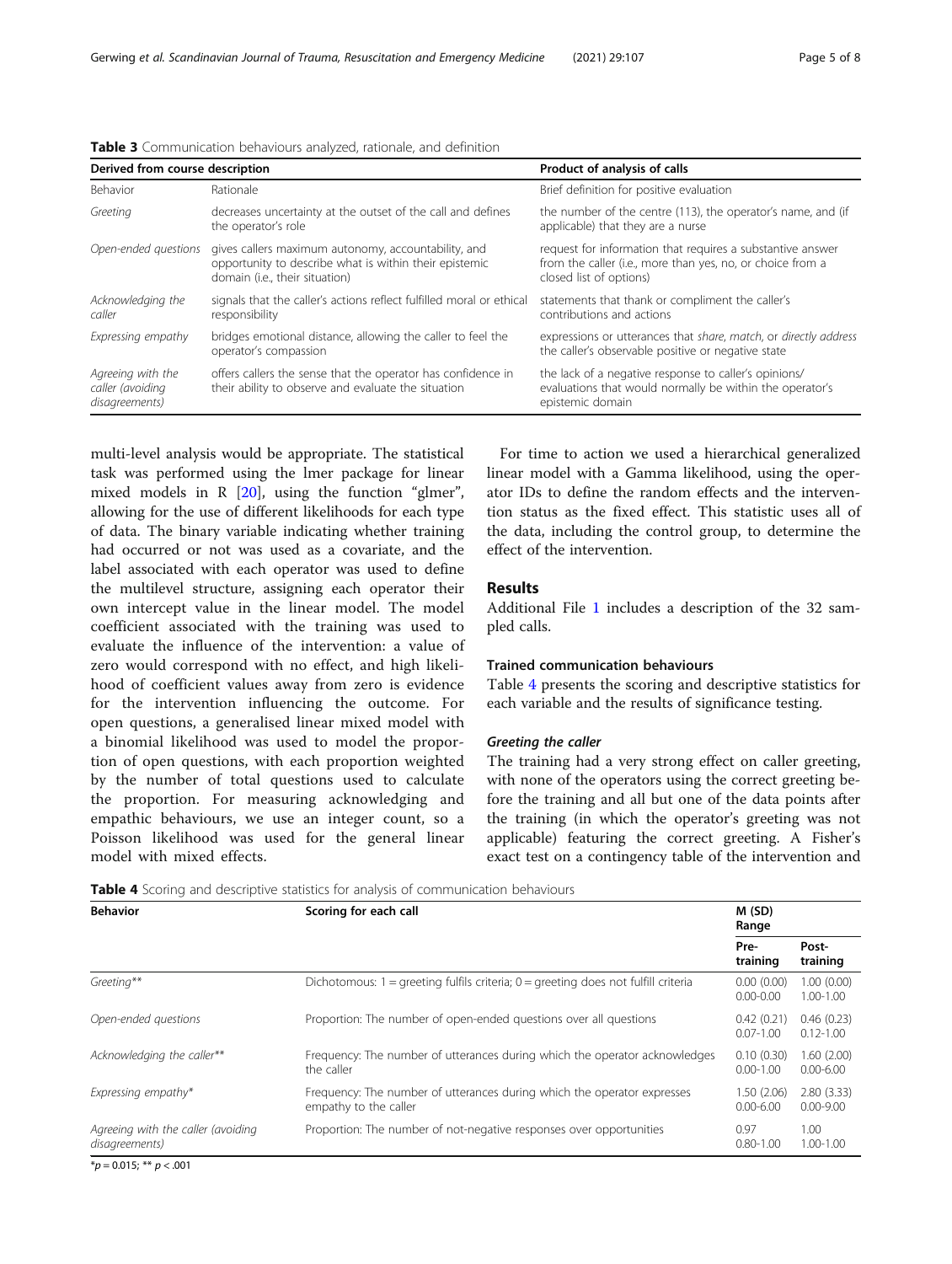**Table 3** Communication behaviours analyzed, rationale, and definition

| Derived from course description | | Product of analysis of calls |
|---|---|---|
| Behavior | Rationale | Brief definition for positive evaluation |
| *Greeting* | decreases uncertainty at the outset of the call and defines the operator's role | the number of the centre (113), the operator's name, and (if applicable) that they are a nurse |
| *Open-ended questions* | gives callers maximum autonomy, accountability, and opportunity to describe what is within their epistemic domain (i.e., their situation) | request for information that requires a substantive answer from the caller (i.e., more than yes, no, or choice from a closed list of options) |
| *Acknowledging the caller* | signals that the caller's actions reflect fulfilled moral or ethical responsibility | statements that thank or compliment the caller's contributions and actions |
| *Expressing empathy* | bridges emotional distance, allowing the caller to feel the operator's compassion | expressions or utterances that *share*, *match*, or *directly address* the caller's observable positive or negative state |
| *Agreeing with the caller (avoiding disagreements)* | offers callers the sense that the operator has confidence in their ability to observe and evaluate the situation | the lack of a negative response to caller's opinions/ evaluations that would normally be within the operator's epistemic domain |

multi-level analysis would be appropriate. The statistical task was performed using the lmer package for linear mixed models in R [20], using the function "glmer", allowing for the use of different likelihoods for each type of data. The binary variable indicating whether training had occurred or not was used as a covariate, and the label associated with each operator was used to define the multilevel structure, assigning each operator their own intercept value in the linear model. The model coefficient associated with the training was used to evaluate the influence of the intervention: a value of zero would correspond with no effect, and high likelihood of coefficient values away from zero is evidence for the intervention influencing the outcome. For open questions, a generalised linear mixed model with a binomial likelihood was used to model the proportion of open questions, with each proportion weighted by the number of total questions used to calculate the proportion. For measuring acknowledging and empathic behaviours, we use an integer count, so a Poisson likelihood was used for the general linear model with mixed effects.

For time to action we used a hierarchical generalized linear model with a Gamma likelihood, using the operator IDs to define the random effects and the intervention status as the fixed effect. This statistic uses all of the data, including the control group, to determine the effect of the intervention.

## Results

Additional File 1 includes a description of the 32 sampled calls.

### Trained communication behaviours

Table 4 presents the scoring and descriptive statistics for each variable and the results of significance testing.

#### *Greeting the caller*

The training had a very strong effect on caller greeting, with none of the operators using the correct greeting before the training and all but one of the data points after the training (in which the operator's greeting was not applicable) featuring the correct greeting. A Fisher's exact test on a contingency table of the intervention and

**Table 4** Scoring and descriptive statistics for analysis of communication behaviours

| Behavior | Scoring for each call | M (SD) Range | |
|---|---|---|---|
| | | Pre-training | Post-training |
| *Greeting\*\** | Dichotomous: 1 = greeting fulfils criteria; 0 = greeting does not fulfill criteria | 0.00 (0.00) 0.00-0.00 | 1.00 (0.00) 1.00-1.00 |
| *Open-ended questions* | Proportion: The number of open-ended questions over all questions | 0.42 (0.21) 0.07-1.00 | 0.46 (0.23) 0.12-1.00 |
| *Acknowledging the caller\*\** | Frequency: The number of utterances during which the operator acknowledges the caller | 0.10 (0.30) 0.00-1.00 | 1.60 (2.00) 0.00-6.00 |
| *Expressing empathy\** | Frequency: The number of utterances during which the operator expresses empathy to the caller | 1.50 (2.06) 0.00-6.00 | 2.80 (3.33) 0.00-9.00 |
| *Agreeing with the caller (avoiding disagreements)* | Proportion: The number of not-negative responses over opportunities | 0.97 0.80-1.00 | 1.00 1.00-1.00 |

\*$p = 0.015$; \*\* $p < .001$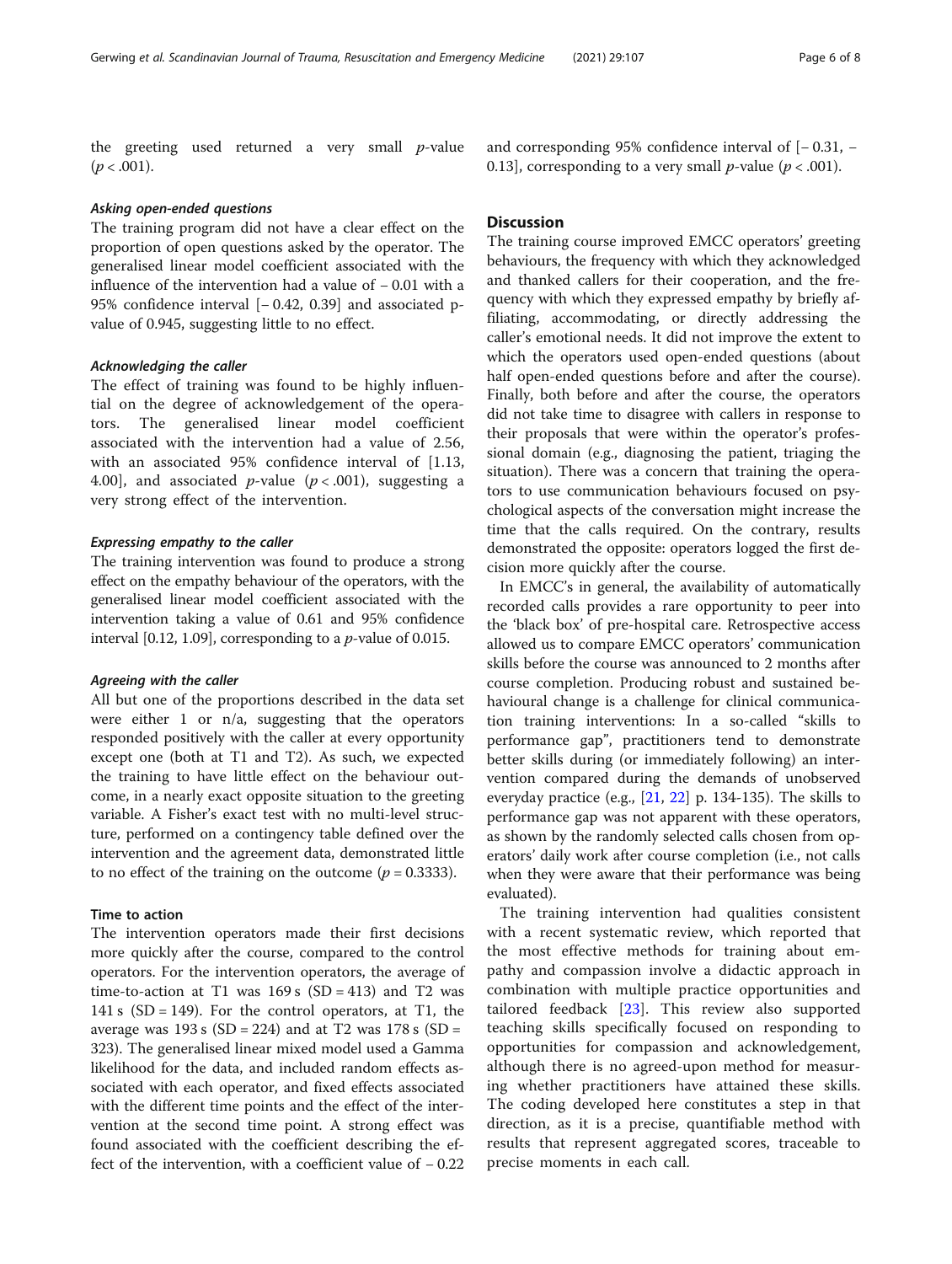the greeting used returned a very small $p$-value ($p < .001$).

#### *Asking open-ended questions*

The training program did not have a clear effect on the proportion of open questions asked by the operator. The generalised linear model coefficient associated with the influence of the intervention had a value of − 0.01 with a 95% confidence interval [− 0.42, 0.39] and associated p-value of 0.945, suggesting little to no effect.

#### *Acknowledging the caller*

The effect of training was found to be highly influential on the degree of acknowledgement of the operators. The generalised linear model coefficient associated with the intervention had a value of 2.56, with an associated 95% confidence interval of [1.13, 4.00], and associated $p$-value ($p < .001$), suggesting a very strong effect of the intervention.

#### *Expressing empathy to the caller*

The training intervention was found to produce a strong effect on the empathy behaviour of the operators, with the generalised linear model coefficient associated with the intervention taking a value of 0.61 and 95% confidence interval [0.12, 1.09], corresponding to a $p$-value of 0.015.

#### *Agreeing with the caller*

All but one of the proportions described in the data set were either 1 or n/a, suggesting that the operators responded positively with the caller at every opportunity except one (both at T1 and T2). As such, we expected the training to have little effect on the behaviour outcome, in a nearly exact opposite situation to the greeting variable. A Fisher's exact test with no multi-level structure, performed on a contingency table defined over the intervention and the agreement data, demonstrated little to no effect of the training on the outcome ($p = 0.3333$).

### Time to action

The intervention operators made their first decisions more quickly after the course, compared to the control operators. For the intervention operators, the average of time-to-action at T1 was 169 s (SD = 413) and T2 was 141 s (SD = 149). For the control operators, at T1, the average was 193 s (SD = 224) and at T2 was 178 s (SD = 323). The generalised linear mixed model used a Gamma likelihood for the data, and included random effects associated with each operator, and fixed effects associated with the different time points and the effect of the intervention at the second time point. A strong effect was found associated with the coefficient describing the effect of the intervention, with a coefficient value of − 0.22 and corresponding 95% confidence interval of [− 0.31, − 0.13], corresponding to a very small $p$-value ($p < .001$).

## Discussion

The training course improved EMCC operators' greeting behaviours, the frequency with which they acknowledged and thanked callers for their cooperation, and the frequency with which they expressed empathy by briefly affiliating, accommodating, or directly addressing the caller's emotional needs. It did not improve the extent to which the operators used open-ended questions (about half open-ended questions before and after the course). Finally, both before and after the course, the operators did not take time to disagree with callers in response to their proposals that were within the operator's professional domain (e.g., diagnosing the patient, triaging the situation). There was a concern that training the operators to use communication behaviours focused on psychological aspects of the conversation might increase the time that the calls required. On the contrary, results demonstrated the opposite: operators logged the first decision more quickly after the course.

In EMCC's in general, the availability of automatically recorded calls provides a rare opportunity to peer into the 'black box' of pre-hospital care. Retrospective access allowed us to compare EMCC operators' communication skills before the course was announced to 2 months after course completion. Producing robust and sustained behavioural change is a challenge for clinical communication training interventions: In a so-called "skills to performance gap", practitioners tend to demonstrate better skills during (or immediately following) an intervention compared during the demands of unobserved everyday practice (e.g., [21, 22] p. 134-135). The skills to performance gap was not apparent with these operators, as shown by the randomly selected calls chosen from operators' daily work after course completion (i.e., not calls when they were aware that their performance was being evaluated).

The training intervention had qualities consistent with a recent systematic review, which reported that the most effective methods for training about empathy and compassion involve a didactic approach in combination with multiple practice opportunities and tailored feedback [23]. This review also supported teaching skills specifically focused on responding to opportunities for compassion and acknowledgement, although there is no agreed-upon method for measuring whether practitioners have attained these skills. The coding developed here constitutes a step in that direction, as it is a precise, quantifiable method with results that represent aggregated scores, traceable to precise moments in each call.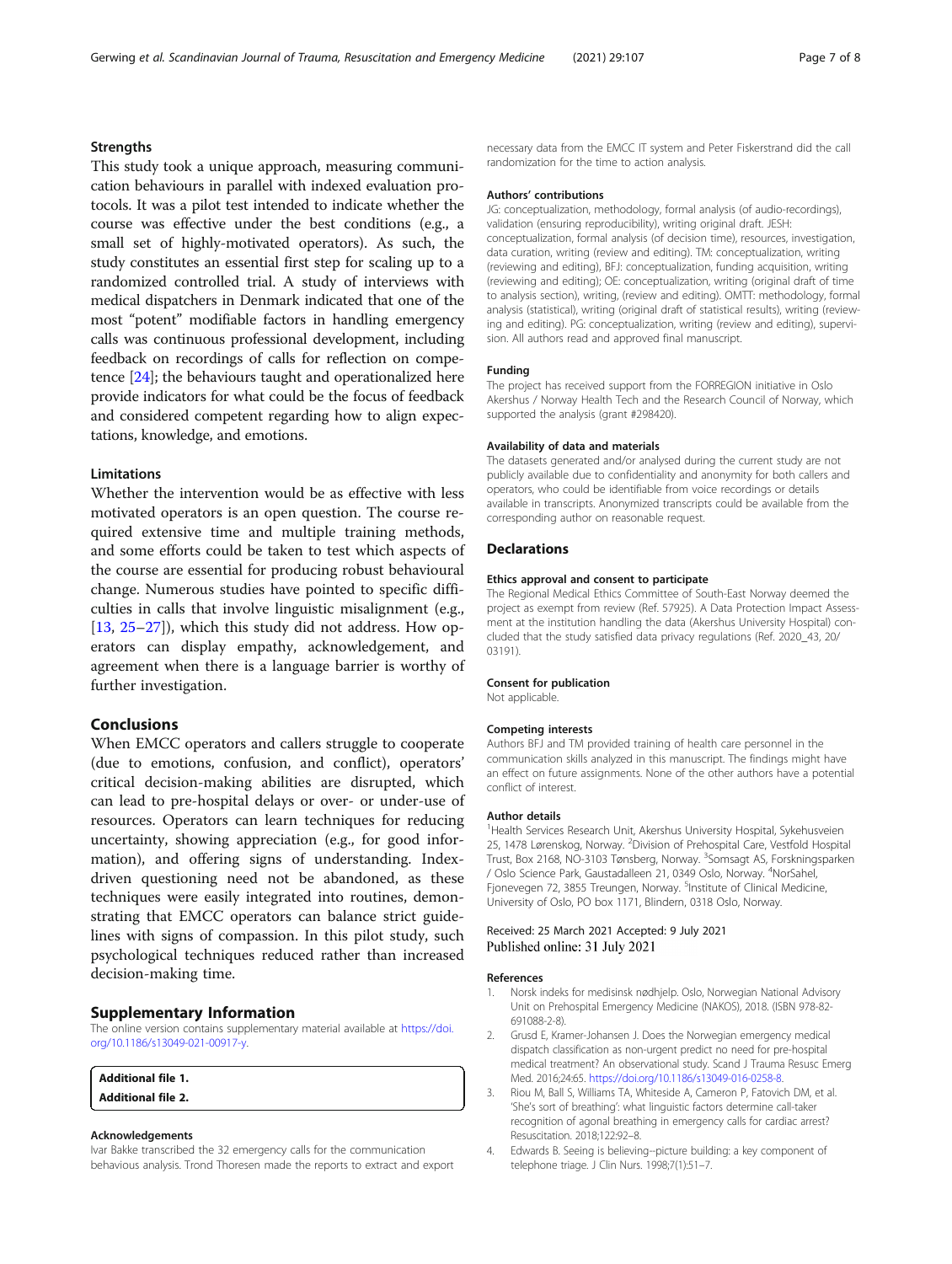### Strengths

This study took a unique approach, measuring communication behaviours in parallel with indexed evaluation protocols. It was a pilot test intended to indicate whether the course was effective under the best conditions (e.g., a small set of highly-motivated operators). As such, the study constitutes an essential first step for scaling up to a randomized controlled trial. A study of interviews with medical dispatchers in Denmark indicated that one of the most "potent" modifiable factors in handling emergency calls was continuous professional development, including feedback on recordings of calls for reflection on competence [24]; the behaviours taught and operationalized here provide indicators for what could be the focus of feedback and considered competent regarding how to align expectations, knowledge, and emotions.

### Limitations

Whether the intervention would be as effective with less motivated operators is an open question. The course required extensive time and multiple training methods, and some efforts could be taken to test which aspects of the course are essential for producing robust behavioural change. Numerous studies have pointed to specific difficulties in calls that involve linguistic misalignment (e.g., [13, 25–27]), which this study did not address. How operators can display empathy, acknowledgement, and agreement when there is a language barrier is worthy of further investigation.

## Conclusions

When EMCC operators and callers struggle to cooperate (due to emotions, confusion, and conflict), operators' critical decision-making abilities are disrupted, which can lead to pre-hospital delays or over- or under-use of resources. Operators can learn techniques for reducing uncertainty, showing appreciation (e.g., for good information), and offering signs of understanding. Index-driven questioning need not be abandoned, as these techniques were easily integrated into routines, demonstrating that EMCC operators can balance strict guidelines with signs of compassion. In this pilot study, such psychological techniques reduced rather than increased decision-making time.

## Supplementary Information

The online version contains supplementary material available at https://doi.org/10.1186/s13049-021-00917-y.

**Additional file 1.**
**Additional file 2.**

#### Acknowledgements

Ivar Bakke transcribed the 32 emergency calls for the communication behavious analysis. Trond Thoresen made the reports to extract and export necessary data from the EMCC IT system and Peter Fiskerstrand did the call randomization for the time to action analysis.

#### Authors' contributions

JG: conceptualization, methodology, formal analysis (of audio-recordings), validation (ensuring reproducibility), writing original draft. JESH: conceptualization, formal analysis (of decision time), resources, investigation, data curation, writing (review and editing). TM: conceptualization, writing (reviewing and editing), BFJ: conceptualization, funding acquisition, writing (reviewing and editing); OE: conceptualization, writing (original draft of time to analysis section), writing, (review and editing). OMTT: methodology, formal analysis (statistical), writing (original draft of statistical results), writing (reviewing and editing). PG: conceptualization, writing (review and editing), supervision. All authors read and approved final manuscript.

#### Funding

The project has received support from the FORREGION initiative in Oslo Akershus / Norway Health Tech and the Research Council of Norway, which supported the analysis (grant #298420).

#### Availability of data and materials

The datasets generated and/or analysed during the current study are not publicly available due to confidentiality and anonymity for both callers and operators, who could be identifiable from voice recordings or details available in transcripts. Anonymized transcripts could be available from the corresponding author on reasonable request.

## Declarations

#### Ethics approval and consent to participate

The Regional Medical Ethics Committee of South-East Norway deemed the project as exempt from review (Ref. 57925). A Data Protection Impact Assessment at the institution handling the data (Akershus University Hospital) concluded that the study satisfied data privacy regulations (Ref. 2020_43, 20/03191).

#### Consent for publication

Not applicable.

#### Competing interests

Authors BFJ and TM provided training of health care personnel in the communication skills analyzed in this manuscript. The findings might have an effect on future assignments. None of the other authors have a potential conflict of interest.

#### Author details

[1]Health Services Research Unit, Akershus University Hospital, Sykehusveien 25, 1478 Lørenskog, Norway. [2]Division of Prehospital Care, Vestfold Hospital Trust, Box 2168, NO-3103 Tønsberg, Norway. [3]Somsagt AS, Forskningsparken / Oslo Science Park, Gaustadalleen 21, 0349 Oslo, Norway. [4]NorSahel, Fjonevegen 72, 3855 Treungen, Norway. [5]Institute of Clinical Medicine, University of Oslo, PO box 1171, Blindern, 0318 Oslo, Norway.

Received: 25 March 2021 Accepted: 9 July 2021
Published online: 31 July 2021

#### References

1. Norsk indeks for medisinsk nødhjelp. Oslo, Norwegian National Advisory Unit on Prehospital Emergency Medicine (NAKOS), 2018. (ISBN 978-82-691088-2-8).
2. Grusd E, Kramer-Johansen J. Does the Norwegian emergency medical dispatch classification as non-urgent predict no need for pre-hospital medical treatment? An observational study. Scand J Trauma Resusc Emerg Med. 2016;24:65. https://doi.org/10.1186/s13049-016-0258-8.
3. Riou M, Ball S, Williams TA, Whiteside A, Cameron P, Fatovich DM, et al. 'She's sort of breathing': what linguistic factors determine call-taker recognition of agonal breathing in emergency calls for cardiac arrest? Resuscitation. 2018;122:92–8.
4. Edwards B. Seeing is believing--picture building: a key component of telephone triage. J Clin Nurs. 1998;7(1):51–7.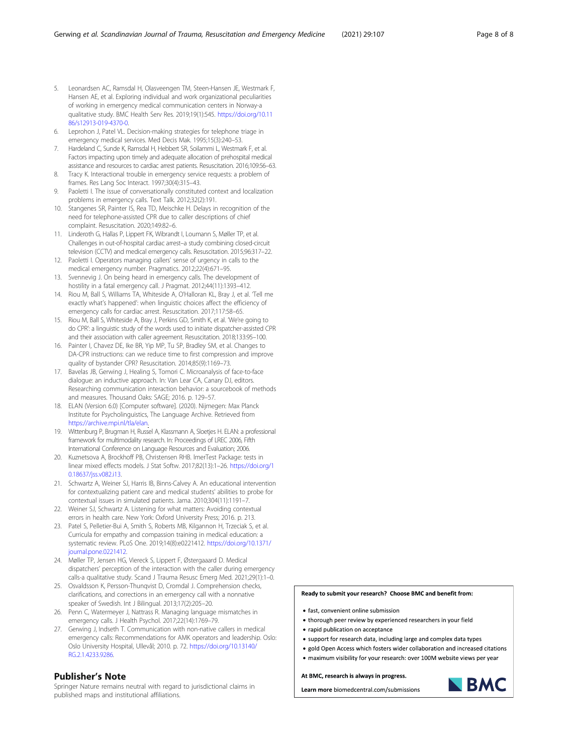5. Leonardsen AC, Ramsdal H, Olasveengen TM, Steen-Hansen JE, Westmark F, Hansen AE, et al. Exploring individual and work organizational peculiarities of working in emergency medical communication centers in Norway-a qualitative study. BMC Health Serv Res. 2019;19(1):545. https://doi.org/10.1186/s12913-019-4370-0.
6. Leprohon J, Patel VL. Decision-making strategies for telephone triage in emergency medical services. Med Decis Mak. 1995;15(3):240–53.
7. Hardeland C, Sunde K, Ramsdal H, Hebbert SR, Soilammi L, Westmark F, et al. Factors impacting upon timely and adequate allocation of prehospital medical assistance and resources to cardiac arrest patients. Resuscitation. 2016;109:56–63.
8. Tracy K. Interactional trouble in emergency service requests: a problem of frames. Res Lang Soc Interact. 1997;30(4):315–43.
9. Paoletti I. The issue of conversationally constituted context and localization problems in emergency calls. Text Talk. 2012;32(2):191.
10. Stangenes SR, Painter IS, Rea TD, Meischke H. Delays in recognition of the need for telephone-assisted CPR due to caller descriptions of chief complaint. Resuscitation. 2020;149:82–6.
11. Linderoth G, Hallas P, Lippert FK, Wibrandt I, Loumann S, Møller TP, et al. Challenges in out-of-hospital cardiac arrest–a study combining closed-circuit television (CCTV) and medical emergency calls. Resuscitation. 2015;96:317–22.
12. Paoletti I. Operators managing callers' sense of urgency in calls to the medical emergency number. Pragmatics. 2012;22(4):671–95.
13. Svennevig J. On being heard in emergency calls. The development of hostility in a fatal emergency call. J Pragmat. 2012;44(11):1393–412.
14. Riou M, Ball S, Williams TA, Whiteside A, O'Halloran KL, Bray J, et al. 'Tell me exactly what's happened': when linguistic choices affect the efficiency of emergency calls for cardiac arrest. Resuscitation. 2017;117:58–65.
15. Riou M, Ball S, Whiteside A, Bray J, Perkins GD, Smith K, et al. 'We're going to do CPR': a linguistic study of the words used to initiate dispatcher-assisted CPR and their association with caller agreement. Resuscitation. 2018;133:95–100.
16. Painter I, Chavez DE, Ike BR, Yip MP, Tu SP, Bradley SM, et al. Changes to DA-CPR instructions: can we reduce time to first compression and improve quality of bystander CPR? Resuscitation. 2014;85(9):1169–73.
17. Bavelas JB, Gerwing J, Healing S, Tomori C. Microanalysis of face-to-face dialogue: an inductive approach. In: Van Lear CA, Canary DJ, editors. Researching communication interaction behavior: a sourcebook of methods and measures. Thousand Oaks: SAGE; 2016. p. 129–57.
18. ELAN (Version 6.0) [Computer software]. (2020). Nijmegen: Max Planck Institute for Psycholinguistics, The Language Archive. Retrieved from https://archive.mpi.nl/tla/elan.
19. Wittenburg P, Brugman H, Russel A, Klassmann A, Sloetjes H. ELAN: a professional framework for multimodality research. In: Proceedings of LREC 2006, Fifth International Conference on Language Resources and Evaluation; 2006.
20. Kuznetsova A, Brockhoff PB, Christensen RHB. lmerTest Package: tests in linear mixed effects models. J Stat Softw. 2017;82(13):1–26. https://doi.org/10.18637/jss.v082.i13.
21. Schwartz A, Weiner SJ, Harris IB, Binns-Calvey A. An educational intervention for contextualizing patient care and medical students' abilities to probe for contextual issues in simulated patients. Jama. 2010;304(11):1191–7.
22. Weiner SJ, Schwartz A. Listening for what matters: Avoiding contextual errors in health care. New York: Oxford University Press; 2016. p. 213.
23. Patel S, Pelletier-Bui A, Smith S, Roberts MB, Kilgannon H, Trzeciak S, et al. Curricula for empathy and compassion training in medical education: a systematic review. PLoS One. 2019;14(8):e0221412. https://doi.org/10.1371/journal.pone.0221412.
24. Møller TP, Jensen HG, Viereck S, Lippert F, Østergaaard D. Medical dispatchers' perception of the interaction with the caller during emergency calls-a qualitative study. Scand J Trauma Resusc Emerg Med. 2021;29(1):1–0.
25. Osvaldsson K, Persson-Thunqvist D, Cromdal J. Comprehension checks, clarifications, and corrections in an emergency call with a nonnative speaker of Swedish. Int J Bilingual. 2013;17(2):205–20.
26. Penn C, Watermeyer J, Nattrass R. Managing language mismatches in emergency calls. J Health Psychol. 2017;22(14):1769–79.
27. Gerwing J, Indseth T. Communication with non-native callers in medical emergency calls: Recommendations for AMK operators and leadership. Oslo: Oslo University Hospital, Ullevål; 2010. p. 72. https://doi.org/10.13140/RG.2.1.4233.9286.

## Publisher's Note

Springer Nature remains neutral with regard to jurisdictional claims in published maps and institutional affiliations.

**Ready to submit your research? Choose BMC and benefit from:**

- fast, convenient online submission
- thorough peer review by experienced researchers in your field
- rapid publication on acceptance
- support for research data, including large and complex data types
- gold Open Access which fosters wider collaboration and increased citations
- maximum visibility for your research: over 100M website views per year

**At BMC, research is always in progress.**

**Learn more** biomedcentral.com/submissions

BMC